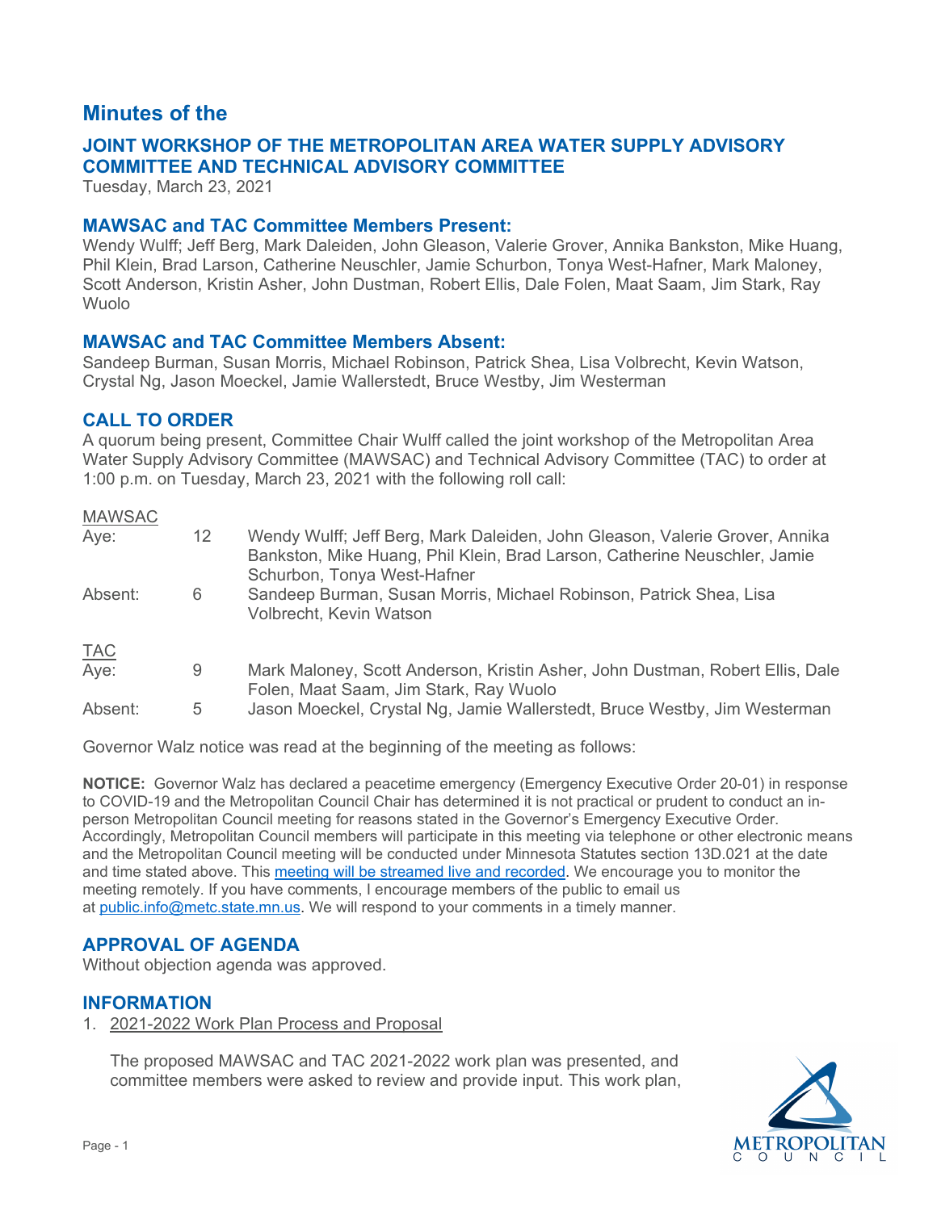# Minutes of the

## JOINT WORKSHOP OF THE METROPOLITAN AREA WATER SUPPLY ADVISORY COMMITTEE AND TECHNICAL ADVISORY COMMITTEE

Tuesday, March 23, 2021

## MAWSAC and TAC Committee Members Present:

Wendy Wulff; Jeff Berg, Mark Daleiden, John Gleason, Valerie Grover, Annika Bankston, Mike Huang, Phil Klein, Brad Larson, Catherine Neuschler, Jamie Schurbon, Tonya West-Hafner, Mark Maloney, Scott Anderson, Kristin Asher, John Dustman, Robert Ellis, Dale Folen, Maat Saam, Jim Stark, Ray Wuolo

## MAWSAC and TAC Committee Members Absent:

Sandeep Burman, Susan Morris, Michael Robinson, Patrick Shea, Lisa Volbrecht, Kevin Watson, Crystal Ng, Jason Moeckel, Jamie Wallerstedt, Bruce Westby, Jim Westerman

## CALL TO ORDER

A quorum being present, Committee Chair Wulff called the joint workshop of the Metropolitan Area Water Supply Advisory Committee (MAWSAC) and Technical Advisory Committee (TAC) to order at 1:00 p.m. on Tuesday, March 23, 2021 with the following roll call:

| MAWSAC | | |
|---|---|---|
| Aye: | 12 | Wendy Wulff; Jeff Berg, Mark Daleiden, John Gleason, Valerie Grover, Annika Bankston, Mike Huang, Phil Klein, Brad Larson, Catherine Neuschler, Jamie Schurbon, Tonya West-Hafner |
| Absent: | 6 | Sandeep Burman, Susan Morris, Michael Robinson, Patrick Shea, Lisa Volbrecht, Kevin Watson |

| TAC | | |
|---|---|---|
| Aye: | 9 | Mark Maloney, Scott Anderson, Kristin Asher, John Dustman, Robert Ellis, Dale Folen, Maat Saam, Jim Stark, Ray Wuolo |
| Absent: | 5 | Jason Moeckel, Crystal Ng, Jamie Wallerstedt, Bruce Westby, Jim Westerman |

Governor Walz notice was read at the beginning of the meeting as follows:

**NOTICE:** Governor Walz has declared a peacetime emergency (Emergency Executive Order 20-01) in response to COVID-19 and the Metropolitan Council Chair has determined it is not practical or prudent to conduct an in-person Metropolitan Council meeting for reasons stated in the Governor's Emergency Executive Order. Accordingly, Metropolitan Council members will participate in this meeting via telephone or other electronic means and the Metropolitan Council meeting will be conducted under Minnesota Statutes section 13D.021 at the date and time stated above. This meeting will be streamed live and recorded. We encourage you to monitor the meeting remotely. If you have comments, I encourage members of the public to email us at public.info@metc.state.mn.us. We will respond to your comments in a timely manner.

## APPROVAL OF AGENDA

Without objection agenda was approved.

## INFORMATION

1. 2021-2022 Work Plan Process and Proposal

   The proposed MAWSAC and TAC 2021-2022 work plan was presented, and committee members were asked to review and provide input. This work plan,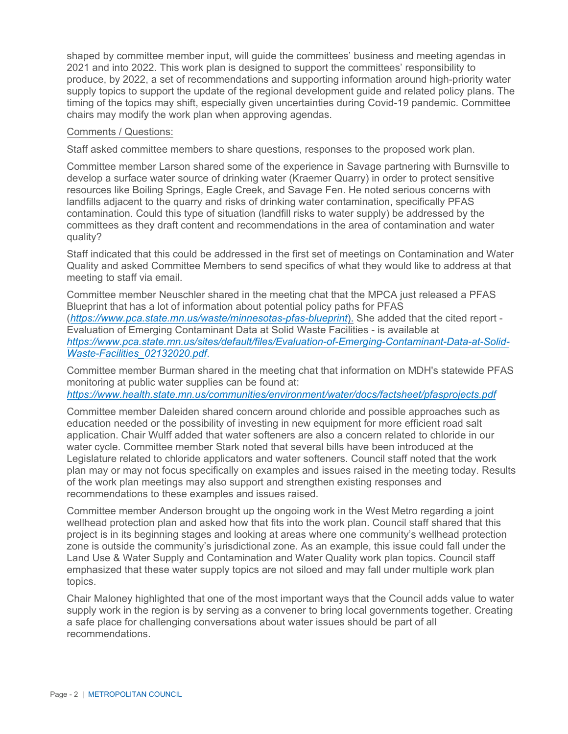shaped by committee member input, will guide the committees' business and meeting agendas in 2021 and into 2022. This work plan is designed to support the committees' responsibility to produce, by 2022, a set of recommendations and supporting information around high-priority water supply topics to support the update of the regional development guide and related policy plans. The timing of the topics may shift, especially given uncertainties during Covid-19 pandemic. Committee chairs may modify the work plan when approving agendas.

<u>Comments / Questions:</u>

Staff asked committee members to share questions, responses to the proposed work plan.

Committee member Larson shared some of the experience in Savage partnering with Burnsville to develop a surface water source of drinking water (Kraemer Quarry) in order to protect sensitive resources like Boiling Springs, Eagle Creek, and Savage Fen. He noted serious concerns with landfills adjacent to the quarry and risks of drinking water contamination, specifically PFAS contamination. Could this type of situation (landfill risks to water supply) be addressed by the committees as they draft content and recommendations in the area of contamination and water quality?

Staff indicated that this could be addressed in the first set of meetings on Contamination and Water Quality and asked Committee Members to send specifics of what they would like to address at that meeting to staff via email.

Committee member Neuschler shared in the meeting chat that the MPCA just released a PFAS Blueprint that has a lot of information about potential policy paths for PFAS (*https://www.pca.state.mn.us/waste/minnesotas-pfas-blueprint*). She added that the cited report - Evaluation of Emerging Contaminant Data at Solid Waste Facilities - is available at *https://www.pca.state.mn.us/sites/default/files/Evaluation-of-Emerging-Contaminant-Data-at-Solid-Waste-Facilities_02132020.pdf*.

Committee member Burman shared in the meeting chat that information on MDH's statewide PFAS monitoring at public water supplies can be found at: *https://www.health.state.mn.us/communities/environment/water/docs/factsheet/pfasprojects.pdf*

Committee member Daleiden shared concern around chloride and possible approaches such as education needed or the possibility of investing in new equipment for more efficient road salt application. Chair Wulff added that water softeners are also a concern related to chloride in our water cycle. Committee member Stark noted that several bills have been introduced at the Legislature related to chloride applicators and water softeners. Council staff noted that the work plan may or may not focus specifically on examples and issues raised in the meeting today. Results of the work plan meetings may also support and strengthen existing responses and recommendations to these examples and issues raised.

Committee member Anderson brought up the ongoing work in the West Metro regarding a joint wellhead protection plan and asked how that fits into the work plan. Council staff shared that this project is in its beginning stages and looking at areas where one community's wellhead protection zone is outside the community's jurisdictional zone. As an example, this issue could fall under the Land Use & Water Supply and Contamination and Water Quality work plan topics. Council staff emphasized that these water supply topics are not siloed and may fall under multiple work plan topics.

Chair Maloney highlighted that one of the most important ways that the Council adds value to water supply work in the region is by serving as a convener to bring local governments together. Creating a safe place for challenging conversations about water issues should be part of all recommendations.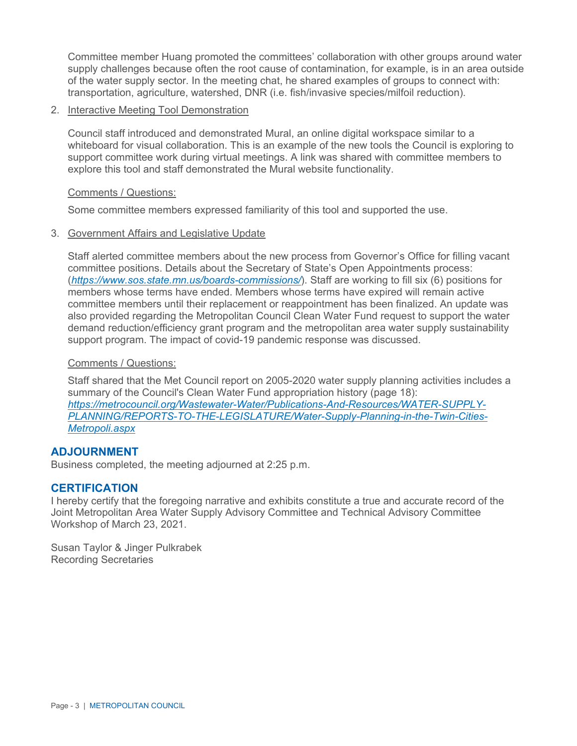Committee member Huang promoted the committees' collaboration with other groups around water supply challenges because often the root cause of contamination, for example, is in an area outside of the water supply sector. In the meeting chat, he shared examples of groups to connect with: transportation, agriculture, watershed, DNR (i.e. fish/invasive species/milfoil reduction).

2. Interactive Meeting Tool Demonstration

   Council staff introduced and demonstrated Mural, an online digital workspace similar to a whiteboard for visual collaboration. This is an example of the new tools the Council is exploring to support committee work during virtual meetings. A link was shared with committee members to explore this tool and staff demonstrated the Mural website functionality.

   Comments / Questions:

   Some committee members expressed familiarity of this tool and supported the use.

3. Government Affairs and Legislative Update

   Staff alerted committee members about the new process from Governor's Office for filling vacant committee positions. Details about the Secretary of State's Open Appointments process: (*https://www.sos.state.mn.us/boards-commissions/*). Staff are working to fill six (6) positions for members whose terms have ended. Members whose terms have expired will remain active committee members until their replacement or reappointment has been finalized. An update was also provided regarding the Metropolitan Council Clean Water Fund request to support the water demand reduction/efficiency grant program and the metropolitan area water supply sustainability support program. The impact of covid-19 pandemic response was discussed.

   Comments / Questions:

   Staff shared that the Met Council report on 2005-2020 water supply planning activities includes a summary of the Council's Clean Water Fund appropriation history (page 18): *https://metrocouncil.org/Wastewater-Water/Publications-And-Resources/WATER-SUPPLY-PLANNING/REPORTS-TO-THE-LEGISLATURE/Water-Supply-Planning-in-the-Twin-Cities-Metropoli.aspx*

## ADJOURNMENT

Business completed, the meeting adjourned at 2:25 p.m.

## CERTIFICATION

I hereby certify that the foregoing narrative and exhibits constitute a true and accurate record of the Joint Metropolitan Area Water Supply Advisory Committee and Technical Advisory Committee Workshop of March 23, 2021.

Susan Taylor & Jinger Pulkrabek
Recording Secretaries